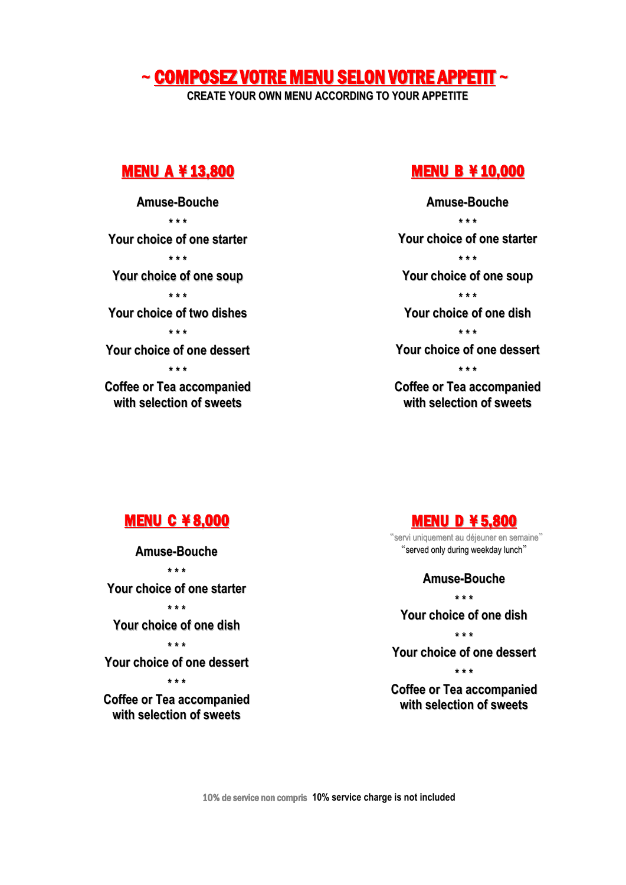# ~ COMPOSEZ VOTRE MENU SELON VOTRE APPETIT ~

**CREATE YOUR OWN MENU ACCORDING TO YOUR APPETITE**

## MENU A ¥ 13,800

Amuse-Bouche

\* \* \*

Your choice of one starter

\* \* \*

Your choice of one soup

\* \* \*

Your choice of two dishes

\* \* \*

Your choice of one dessert

\* \* \*

Coffee or Tea accompanied with selection of sweets

## MENU B ¥ 10,000

Amuse-Bouche

\* \* \*

Your choice of one starter

\* \* \*

Your choice of one soup

\* \* \*

Your choice of one dish

\* \* \*

Your choice of one dessert

\* \* \*

Coffee or Tea accompanied with selection of sweets

## MENU C ¥ 8,000

Amuse-Bouche

\* \* \*

Your choice of one starter

\* \* \*

Your choice of one dish

\* \* \*

Your choice of one dessert

\* \* \*

Coffee or Tea accompanied with selection of sweets

## MENU D ¥ 5,800

"servi uniquement au déjeuner en semaine"
"served only during weekday lunch"

Amuse-Bouche

\* \* \*

Your choice of one dish

\* \* \*

Your choice of one dessert

\* \* \*

Coffee or Tea accompanied with selection of sweets

10% de service non compris 10% service charge is not included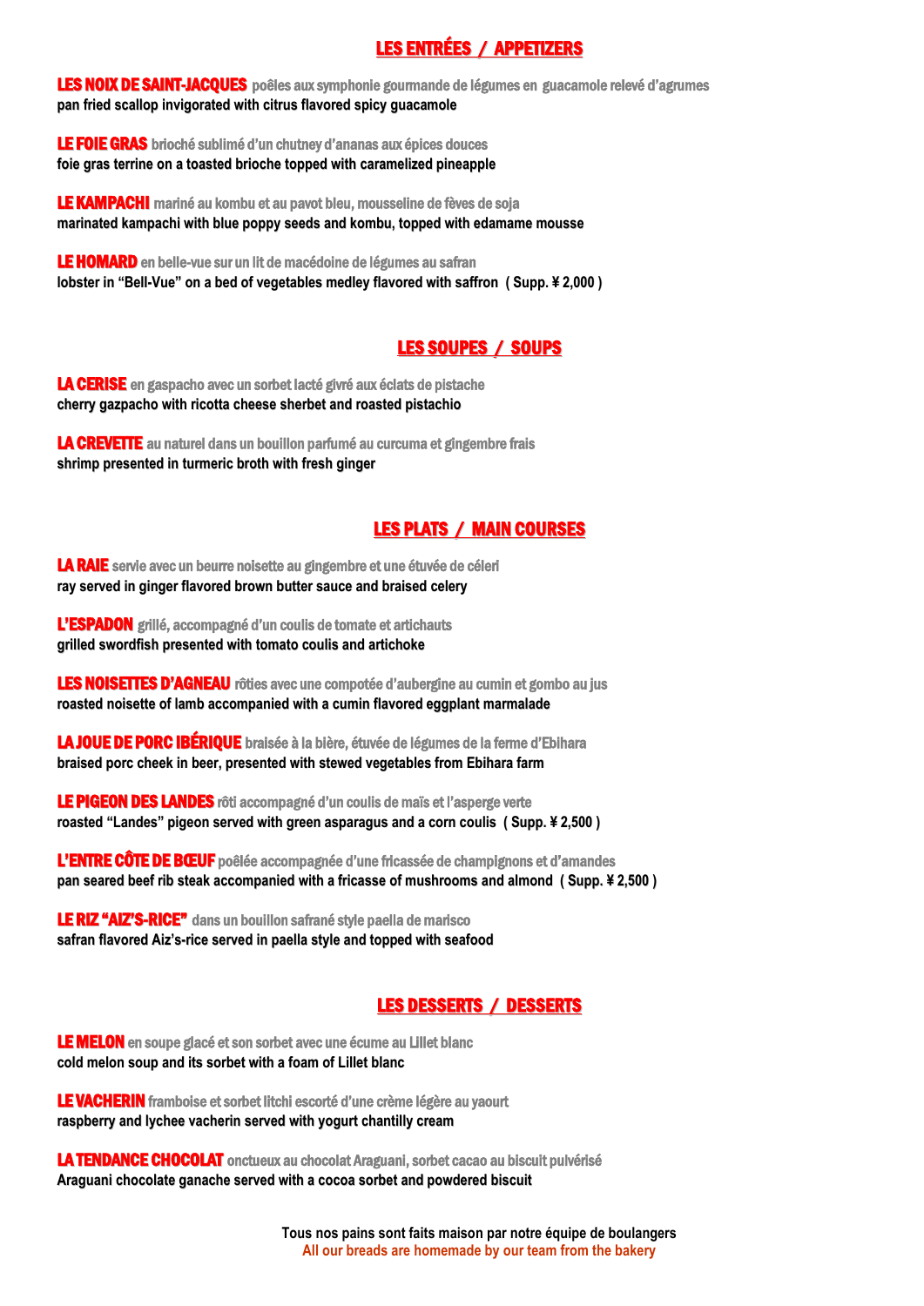## LES ENTRÉES / APPETIZERS

**LES NOIX DE SAINT-JACQUES** poêles aux symphonie gourmande de légumes en guacamole relevé d'agrumes
pan fried scallop invigorated with citrus flavored spicy guacamole

**LE FOIE GRAS** brioché sublimé d'un chutney d'ananas aux épices douces
foie gras terrine on a toasted brioche topped with caramelized pineapple

**LE KAMPACHI** mariné au kombu et au pavot bleu, mousseline de fèves de soja
marinated kampachi with blue poppy seeds and kombu, topped with edamame mousse

**LE HOMARD** en belle-vue sur un lit de macédoine de légumes au safran
lobster in "Bell-Vue" on a bed of vegetables medley flavored with saffron ( Supp. ¥ 2,000 )

## LES SOUPES / SOUPS

**LA CERISE** en gaspacho avec un sorbet lacté givré aux éclats de pistache
cherry gazpacho with ricotta cheese sherbet and roasted pistachio

**LA CREVETTE** au naturel dans un bouillon parfumé au curcuma et gingembre frais
shrimp presented in turmeric broth with fresh ginger

## LES PLATS / MAIN COURSES

**LA RAIE** servie avec un beurre noisette au gingembre et une étuvée de céleri
ray served in ginger flavored brown butter sauce and braised celery

**L'ESPADON** grillé, accompagné d'un coulis de tomate et artichauts
grilled swordfish presented with tomato coulis and artichoke

**LES NOISETTES D'AGNEAU** rôties avec une compotée d'aubergine au cumin et gombo au jus
roasted noisette of lamb accompanied with a cumin flavored eggplant marmalade

**LA JOUE DE PORC IBÉRIQUE** braisée à la bière, étuvée de légumes de la ferme d'Ebihara
braised porc cheek in beer, presented with stewed vegetables from Ebihara farm

**LE PIGEON DES LANDES** rôti accompagné d'un coulis de maïs et l'asperge verte
roasted "Landes" pigeon served with green asparagus and a corn coulis ( Supp. ¥ 2,500 )

**L'ENTRE CÔTE DE BŒUF** poêlée accompagnée d'une fricassée de champignons et d'amandes
pan seared beef rib steak accompanied with a fricasse of mushrooms and almond ( Supp. ¥ 2,500 )

**LE RIZ "AIZ'S-RICE"** dans un bouillon safrané style paella de marisco
safran flavored Aiz's-rice served in paella style and topped with seafood

## LES DESSERTS / DESSERTS

**LE MELON** en soupe glacé et son sorbet avec une écume au Lillet blanc
cold melon soup and its sorbet with a foam of Lillet blanc

**LE VACHERIN** framboise et sorbet litchi escorté d'une crème légère au yaourt
raspberry and lychee vacherin served with yogurt chantilly cream

**LA TENDANCE CHOCOLAT** onctueux au chocolat Araguani, sorbet cacao au biscuit pulvérisé
Araguani chocolate ganache served with a cocoa sorbet and powdered biscuit

Tous nos pains sont faits maison par notre équipe de boulangers
All our breads are homemade by our team from the bakery